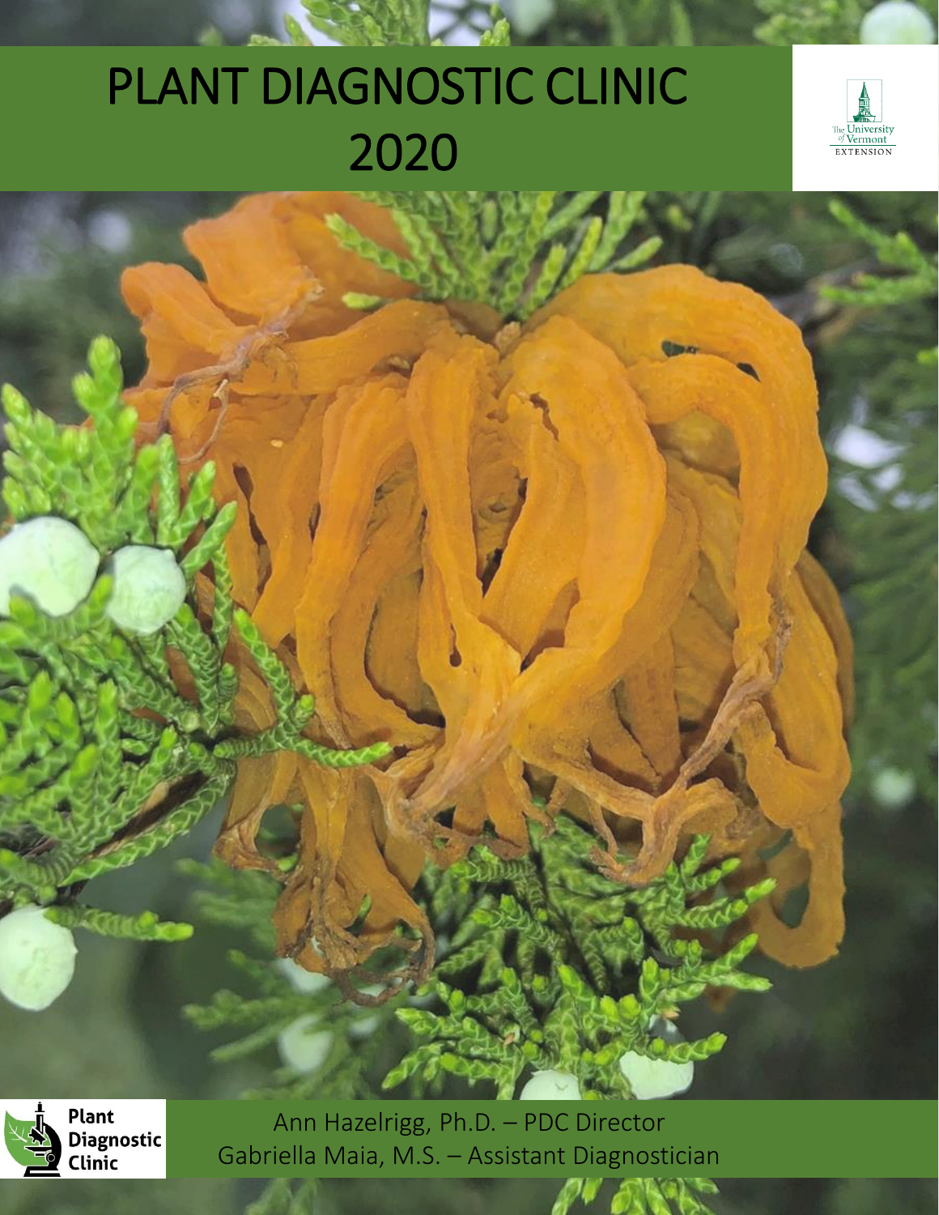# PLANT DIAGNOSTIC CLINIC 2020

The University of Vermont EXTENSION

Plant Diagnostic Clinic

Ann Hazelrigg, Ph.D. – PDC Director
Gabriella Maia, M.S. – Assistant Diagnostician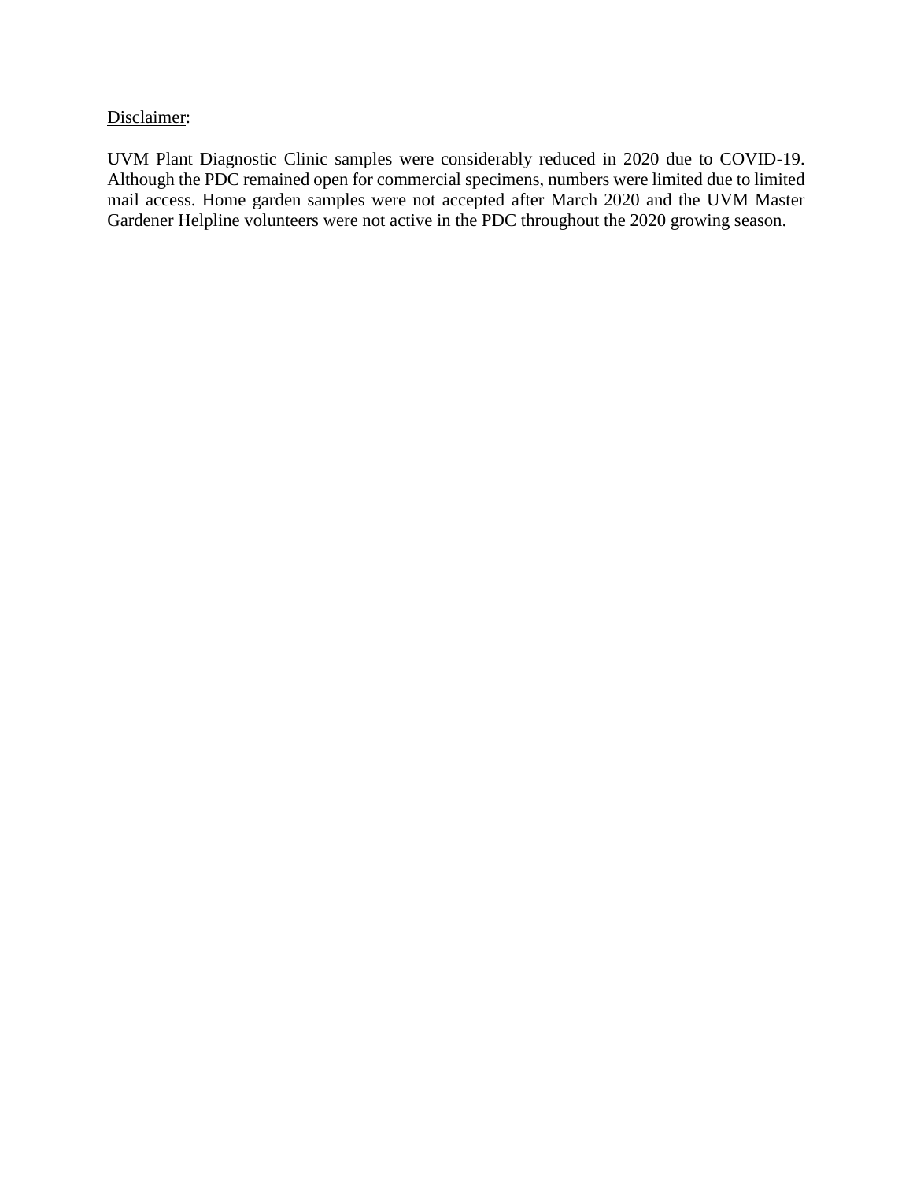<u>Disclaimer</u>:

UVM Plant Diagnostic Clinic samples were considerably reduced in 2020 due to COVID-19. Although the PDC remained open for commercial specimens, numbers were limited due to limited mail access. Home garden samples were not accepted after March 2020 and the UVM Master Gardener Helpline volunteers were not active in the PDC throughout the 2020 growing season.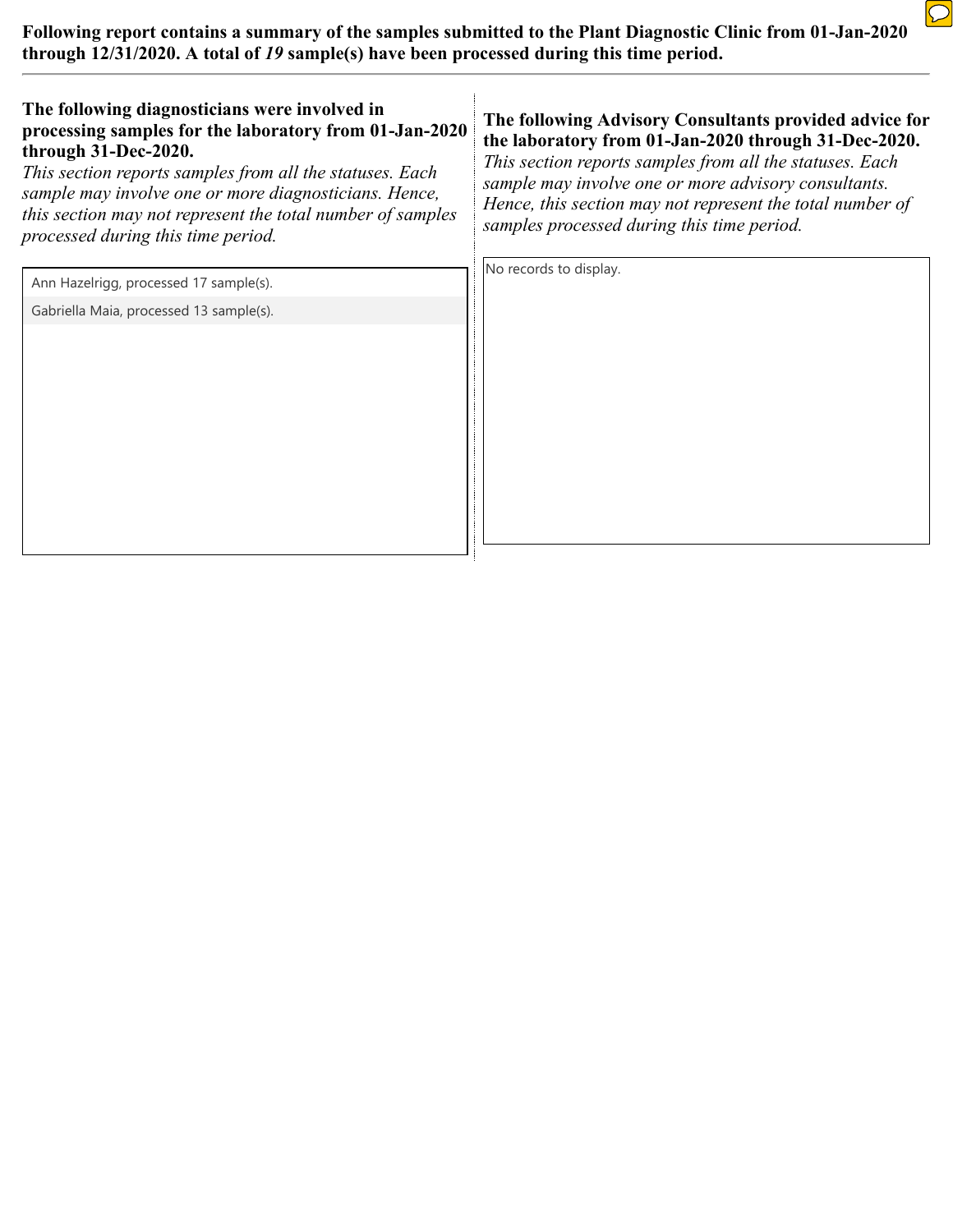**Following report contains a summary of the samples submitted to the Plant Diagnostic Clinic from 01-Jan-2020 through 12/31/2020. A total of *19* sample(s) have been processed during this time period.**

---

**The following diagnosticians were involved in processing samples for the laboratory from 01-Jan-2020 through 31-Dec-2020.**

*This section reports samples from all the statuses. Each sample may involve one or more diagnosticians. Hence, this section may not represent the total number of samples processed during this time period.*

Ann Hazelrigg, processed 17 sample(s).

Gabriella Maia, processed 13 sample(s).

**The following Advisory Consultants provided advice for the laboratory from 01-Jan-2020 through 31-Dec-2020.**

*This section reports samples from all the statuses. Each sample may involve one or more advisory consultants. Hence, this section may not represent the total number of samples processed during this time period.*

No records to display.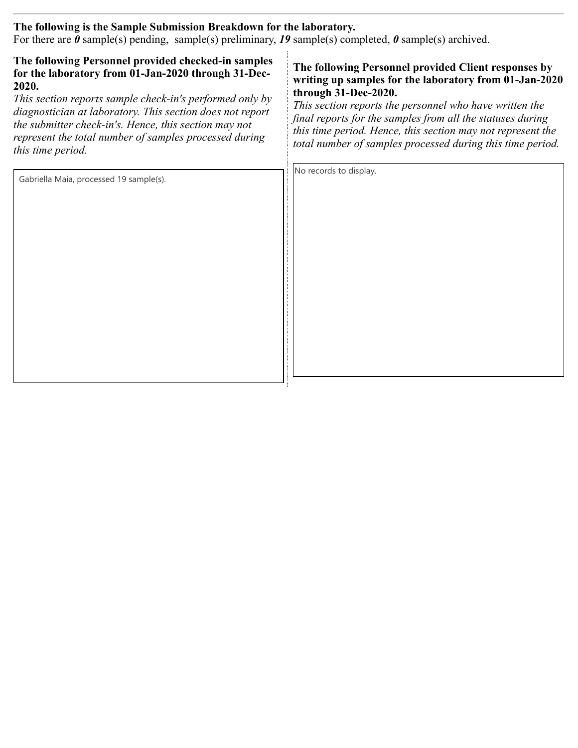**The following is the Sample Submission Breakdown for the laboratory.**
For there are ***0*** sample(s) pending,  sample(s) preliminary, ***19*** sample(s) completed, ***0*** sample(s) archived.

**The following Personnel provided checked-in samples for the laboratory from 01-Jan-2020 through 31-Dec-2020.**
*This section reports sample check-in's performed only by diagnostician at laboratory. This section does not report the submitter check-in's. Hence, this section may not represent the total number of samples processed during this time period.*

Gabriella Maia, processed 19 sample(s).

**The following Personnel provided Client responses by writing up samples for the laboratory from 01-Jan-2020 through 31-Dec-2020.**
*This section reports the personnel who have written the final reports for the samples from all the statuses during this time period. Hence, this section may not represent the total number of samples processed during this time period.*

No records to display.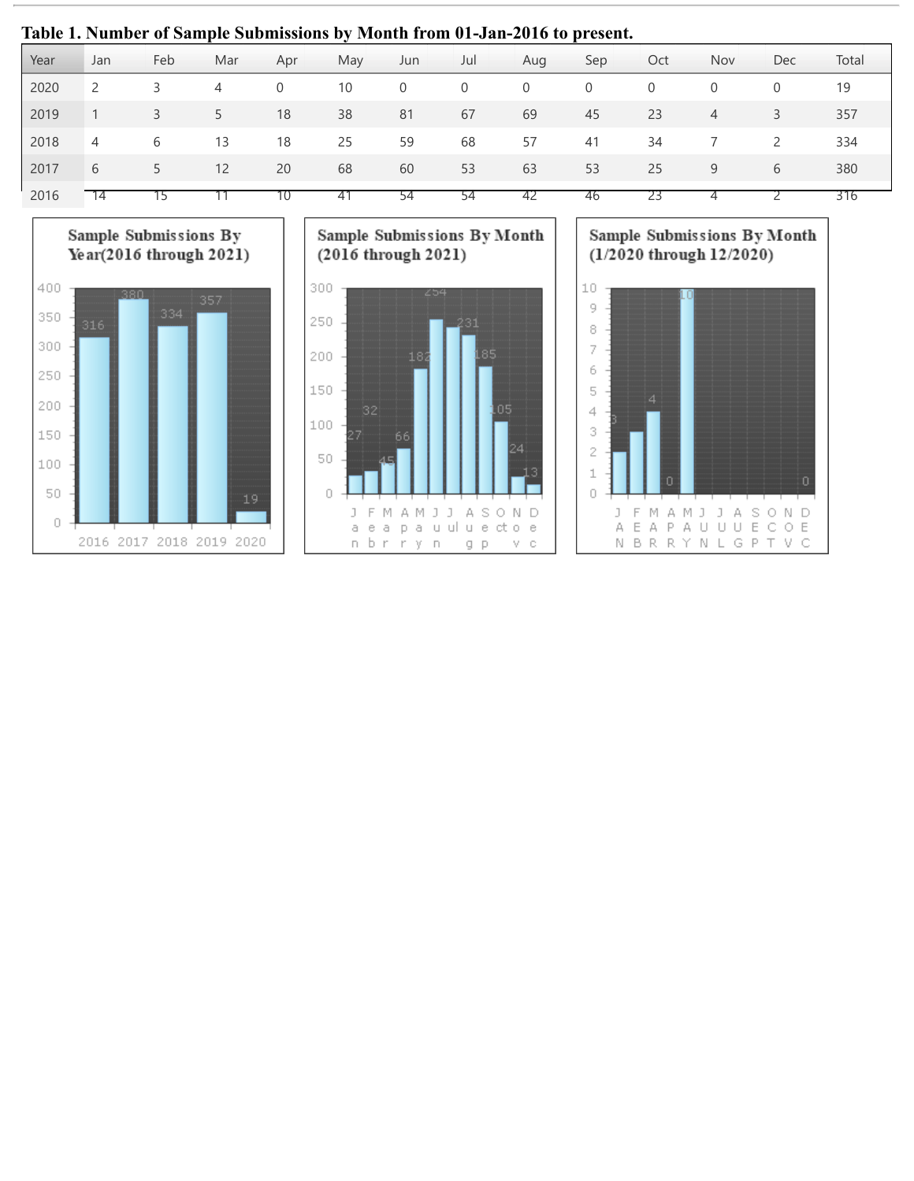**Table 1. Number of Sample Submissions by Month from 01-Jan-2016 to present.**

| Year | Jan | Feb | Mar | Apr | May | Jun | Jul | Aug | Sep | Oct | Nov | Dec | Total |
|---|---|---|---|---|---|---|---|---|---|---|---|---|---|
| 2020 | 2 | 3 | 4 | 0 | 10 | 0 | 0 | 0 | 0 | 0 | 0 | 0 | 19 |
| 2019 | 1 | 3 | 5 | 18 | 38 | 81 | 67 | 69 | 45 | 23 | 4 | 3 | 357 |
| 2018 | 4 | 6 | 13 | 18 | 25 | 59 | 68 | 57 | 41 | 34 | 7 | 2 | 334 |
| 2017 | 6 | 5 | 12 | 20 | 68 | 60 | 53 | 63 | 53 | 25 | 9 | 6 | 380 |
| 2016 | 14 | 15 | 11 | 10 | 41 | 54 | 54 | 42 | 46 | 23 | 4 | 2 | 316 |

Sample Submissions By Year(2016 through 2021)

400
350
300
250
200
150
100
50
0

380 357 316 334 19

2016 2017 2018 2019 2020

Sample Submissions By Month (2016 through 2021)

300
250
200
150
100
50
0

254 231 182 185 32 105 27 66 45 24 13

Jan Feb Mar Apr May Jun Jul Aug Sep Oct Nov Dec

Sample Submissions By Month (1/2020 through 12/2020)

10
9
8
7
6
5
4
3
2
1
0

10 4 3 0 0

JAN FEB MAR APR MAY JUN JUL AUG SEP OCT NOV DEC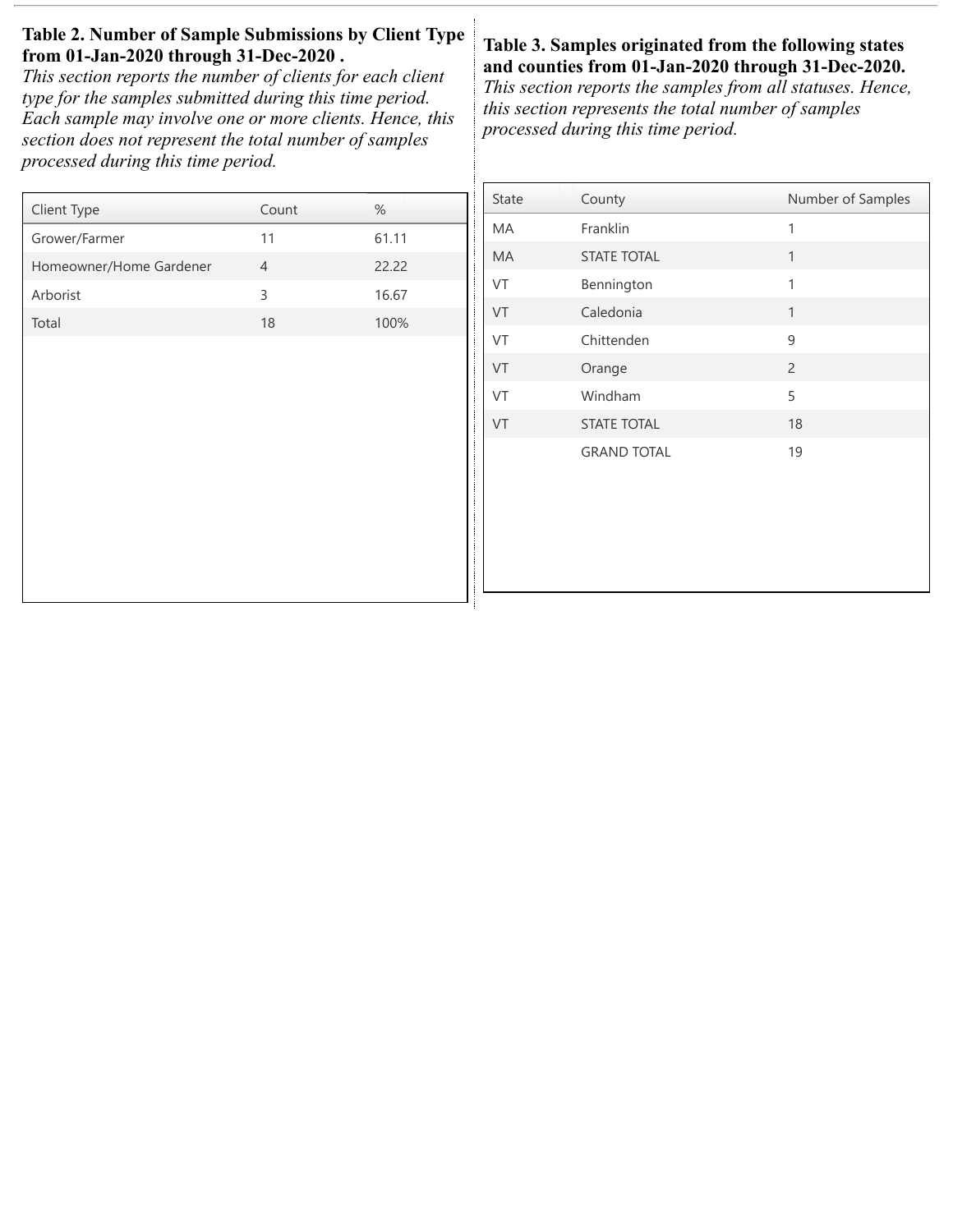**Table 2. Number of Sample Submissions by Client Type from 01-Jan-2020 through 31-Dec-2020 .**
*This section reports the number of clients for each client type for the samples submitted during this time period. Each sample may involve one or more clients. Hence, this section does not represent the total number of samples processed during this time period.*

| Client Type | Count | % |
|---|---|---|
| Grower/Farmer | 11 | 61.11 |
| Homeowner/Home Gardener | 4 | 22.22 |
| Arborist | 3 | 16.67 |
| Total | 18 | 100% |

**Table 3. Samples originated from the following states and counties from 01-Jan-2020 through 31-Dec-2020.**
*This section reports the samples from all statuses. Hence, this section represents the total number of samples processed during this time period.*

| State | County | Number of Samples |
|---|---|---|
| MA | Franklin | 1 |
| MA | STATE TOTAL | 1 |
| VT | Bennington | 1 |
| VT | Caledonia | 1 |
| VT | Chittenden | 9 |
| VT | Orange | 2 |
| VT | Windham | 5 |
| VT | STATE TOTAL | 18 |
| | GRAND TOTAL | 19 |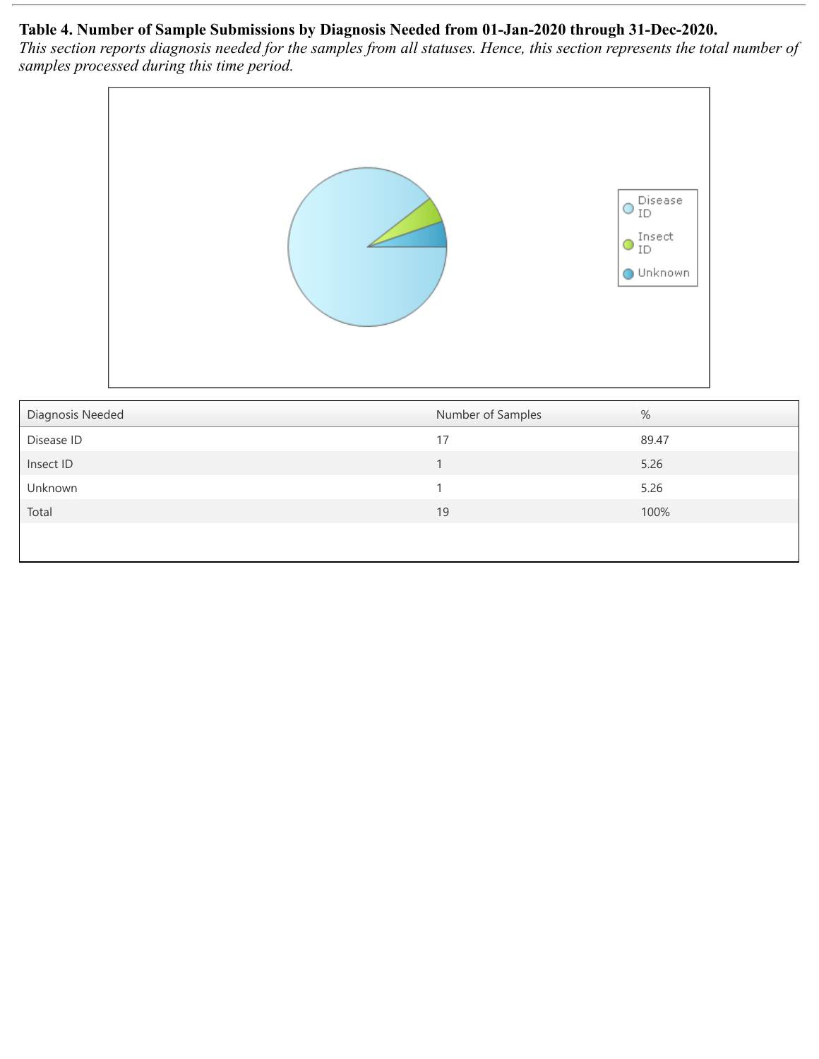**Table 4. Number of Sample Submissions by Diagnosis Needed from 01-Jan-2020 through 31-Dec-2020.**

*This section reports diagnosis needed for the samples from all statuses. Hence, this section represents the total number of samples processed during this time period.*

Disease ID
Insect ID
Unknown

| Diagnosis Needed | Number of Samples | % |
|---|---|---|
| Disease ID | 17 | 89.47 |
| Insect ID | 1 | 5.26 |
| Unknown | 1 | 5.26 |
| Total | 19 | 100% |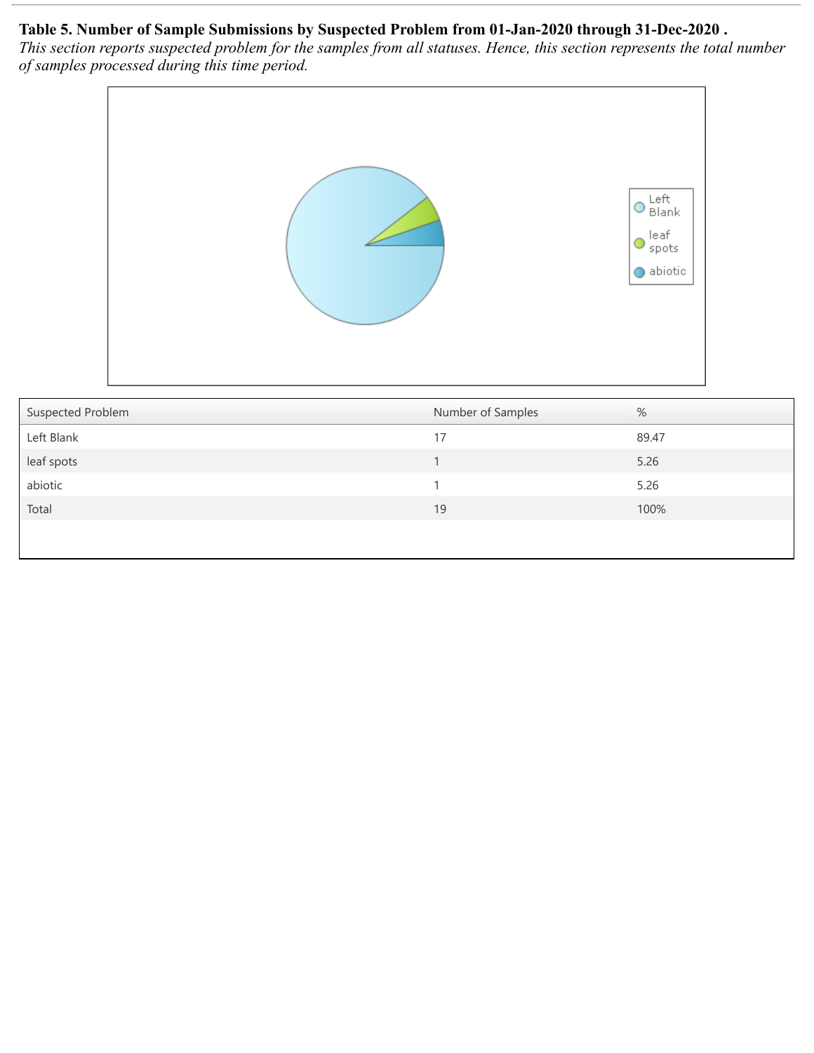**Table 5. Number of Sample Submissions by Suspected Problem from 01-Jan-2020 through 31-Dec-2020 .**

*This section reports suspected problem for the samples from all statuses. Hence, this section represents the total number of samples processed during this time period.*

Left Blank
leaf spots
abiotic

| Suspected Problem | Number of Samples | % |
|---|---|---|
| Left Blank | 17 | 89.47 |
| leaf spots | 1 | 5.26 |
| abiotic | 1 | 5.26 |
| Total | 19 | 100% |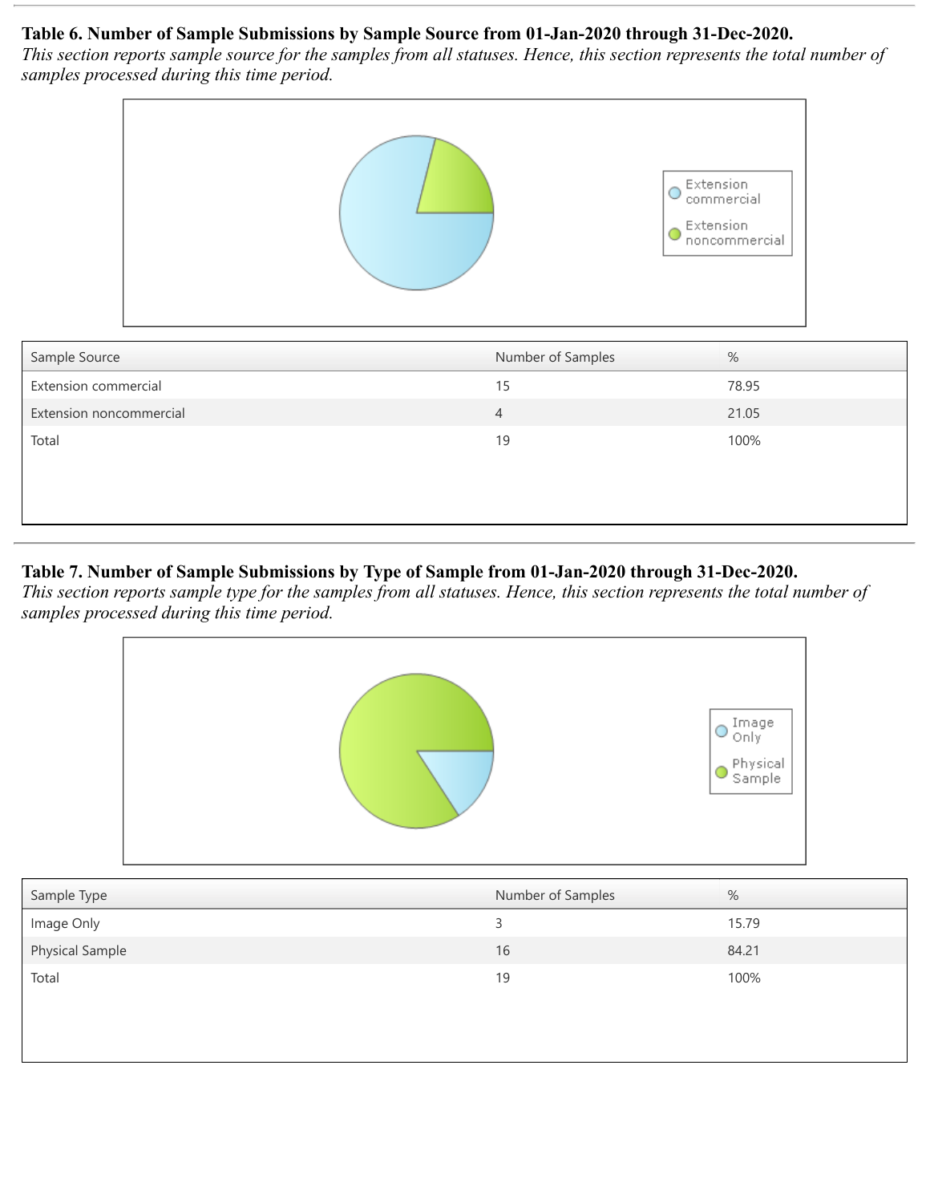**Table 6. Number of Sample Submissions by Sample Source from 01-Jan-2020 through 31-Dec-2020.**

*This section reports sample source for the samples from all statuses. Hence, this section represents the total number of samples processed during this time period.*

Extension commercial

Extension noncommercial

| Sample Source | Number of Samples | % |
| --- | --- | --- |
| Extension commercial | 15 | 78.95 |
| Extension noncommercial | 4 | 21.05 |
| Total | 19 | 100% |

**Table 7. Number of Sample Submissions by Type of Sample from 01-Jan-2020 through 31-Dec-2020.**

*This section reports sample type for the samples from all statuses. Hence, this section represents the total number of samples processed during this time period.*

Image Only

Physical Sample

| Sample Type | Number of Samples | % |
| --- | --- | --- |
| Image Only | 3 | 15.79 |
| Physical Sample | 16 | 84.21 |
| Total | 19 | 100% |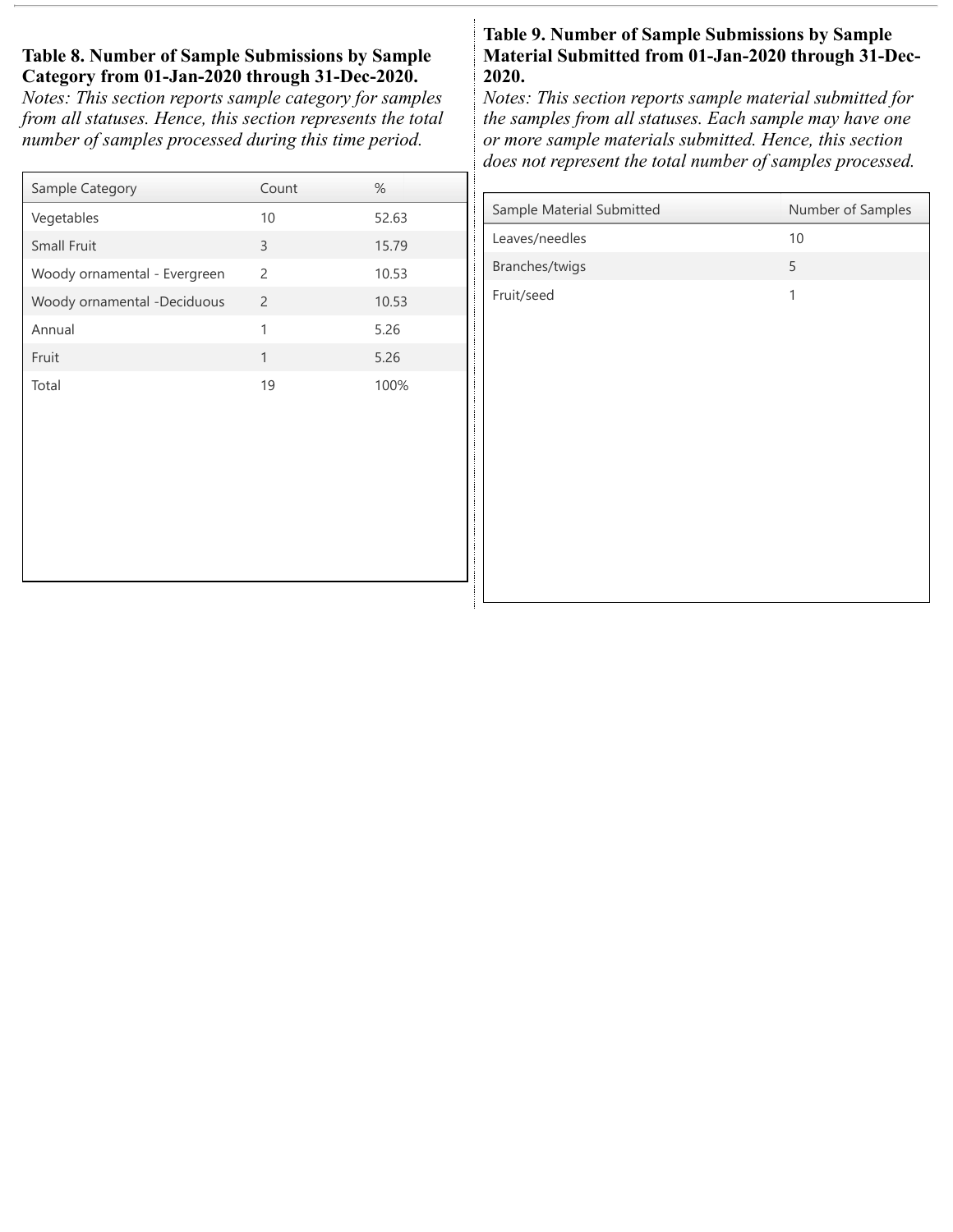**Table 8. Number of Sample Submissions by Sample Category from 01-Jan-2020 through 31-Dec-2020.**
*Notes: This section reports sample category for samples from all statuses. Hence, this section represents the total number of samples processed during this time period.*

| Sample Category | Count | % |
|---|---|---|
| Vegetables | 10 | 52.63 |
| Small Fruit | 3 | 15.79 |
| Woody ornamental - Evergreen | 2 | 10.53 |
| Woody ornamental -Deciduous | 2 | 10.53 |
| Annual | 1 | 5.26 |
| Fruit | 1 | 5.26 |
| Total | 19 | 100% |

**Table 9. Number of Sample Submissions by Sample Material Submitted from 01-Jan-2020 through 31-Dec-2020.**
*Notes: This section reports sample material submitted for the samples from all statuses. Each sample may have one or more sample materials submitted. Hence, this section does not represent the total number of samples processed.*

| Sample Material Submitted | Number of Samples |
|---|---|
| Leaves/needles | 10 |
| Branches/twigs | 5 |
| Fruit/seed | 1 |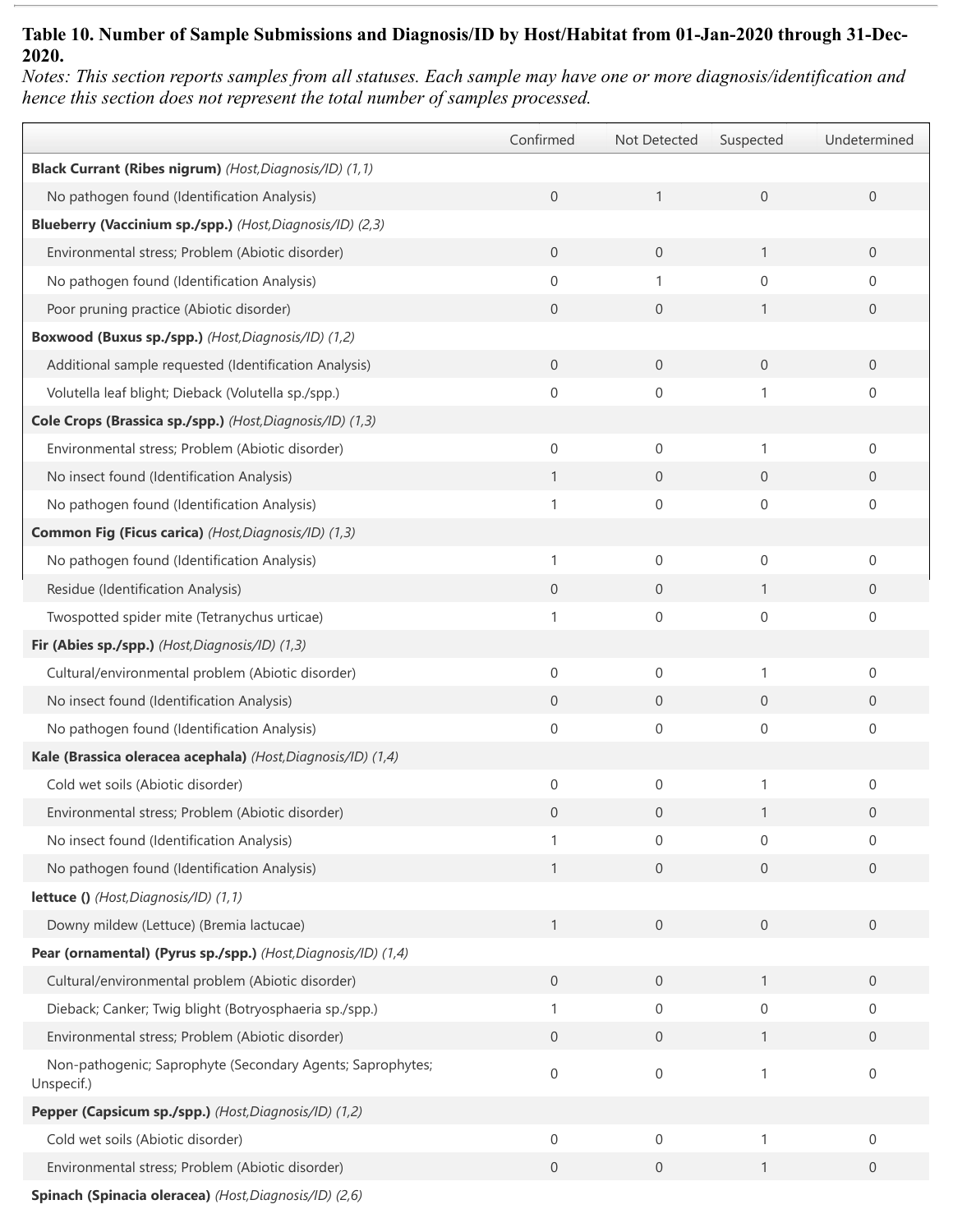**Table 10. Number of Sample Submissions and Diagnosis/ID by Host/Habitat from 01-Jan-2020 through 31-Dec-2020.**

*Notes: This section reports samples from all statuses. Each sample may have one or more diagnosis/identification and hence this section does not represent the total number of samples processed.*

| | Confirmed | Not Detected | Suspected | Undetermined |
|---|---|---|---|---|
| **Black Currant (Ribes nigrum)** *(Host,Diagnosis/ID) (1,1)* | | | | |
| No pathogen found (Identification Analysis) | 0 | 1 | 0 | 0 |
| **Blueberry (Vaccinium sp./spp.)** *(Host,Diagnosis/ID) (2,3)* | | | | |
| Environmental stress; Problem (Abiotic disorder) | 0 | 0 | 1 | 0 |
| No pathogen found (Identification Analysis) | 0 | 1 | 0 | 0 |
| Poor pruning practice (Abiotic disorder) | 0 | 0 | 1 | 0 |
| **Boxwood (Buxus sp./spp.)** *(Host,Diagnosis/ID) (1,2)* | | | | |
| Additional sample requested (Identification Analysis) | 0 | 0 | 0 | 0 |
| Volutella leaf blight; Dieback (Volutella sp./spp.) | 0 | 0 | 1 | 0 |
| **Cole Crops (Brassica sp./spp.)** *(Host,Diagnosis/ID) (1,3)* | | | | |
| Environmental stress; Problem (Abiotic disorder) | 0 | 0 | 1 | 0 |
| No insect found (Identification Analysis) | 1 | 0 | 0 | 0 |
| No pathogen found (Identification Analysis) | 1 | 0 | 0 | 0 |
| **Common Fig (Ficus carica)** *(Host,Diagnosis/ID) (1,3)* | | | | |
| No pathogen found (Identification Analysis) | 1 | 0 | 0 | 0 |
| Residue (Identification Analysis) | 0 | 0 | 1 | 0 |
| Twospotted spider mite (Tetranychus urticae) | 1 | 0 | 0 | 0 |
| **Fir (Abies sp./spp.)** *(Host,Diagnosis/ID) (1,3)* | | | | |
| Cultural/environmental problem (Abiotic disorder) | 0 | 0 | 1 | 0 |
| No insect found (Identification Analysis) | 0 | 0 | 0 | 0 |
| No pathogen found (Identification Analysis) | 0 | 0 | 0 | 0 |
| **Kale (Brassica oleracea acephala)** *(Host,Diagnosis/ID) (1,4)* | | | | |
| Cold wet soils (Abiotic disorder) | 0 | 0 | 1 | 0 |
| Environmental stress; Problem (Abiotic disorder) | 0 | 0 | 1 | 0 |
| No insect found (Identification Analysis) | 1 | 0 | 0 | 0 |
| No pathogen found (Identification Analysis) | 1 | 0 | 0 | 0 |
| **lettuce ()** *(Host,Diagnosis/ID) (1,1)* | | | | |
| Downy mildew (Lettuce) (Bremia lactucae) | 1 | 0 | 0 | 0 |
| **Pear (ornamental) (Pyrus sp./spp.)** *(Host,Diagnosis/ID) (1,4)* | | | | |
| Cultural/environmental problem (Abiotic disorder) | 0 | 0 | 1 | 0 |
| Dieback; Canker; Twig blight (Botryosphaeria sp./spp.) | 1 | 0 | 0 | 0 |
| Environmental stress; Problem (Abiotic disorder) | 0 | 0 | 1 | 0 |
| Non-pathogenic; Saprophyte (Secondary Agents; Saprophytes; Unspecif.) | 0 | 0 | 1 | 0 |
| **Pepper (Capsicum sp./spp.)** *(Host,Diagnosis/ID) (1,2)* | | | | |
| Cold wet soils (Abiotic disorder) | 0 | 0 | 1 | 0 |
| Environmental stress; Problem (Abiotic disorder) | 0 | 0 | 1 | 0 |
| **Spinach (Spinacia oleracea)** *(Host,Diagnosis/ID) (2,6)* | | | | |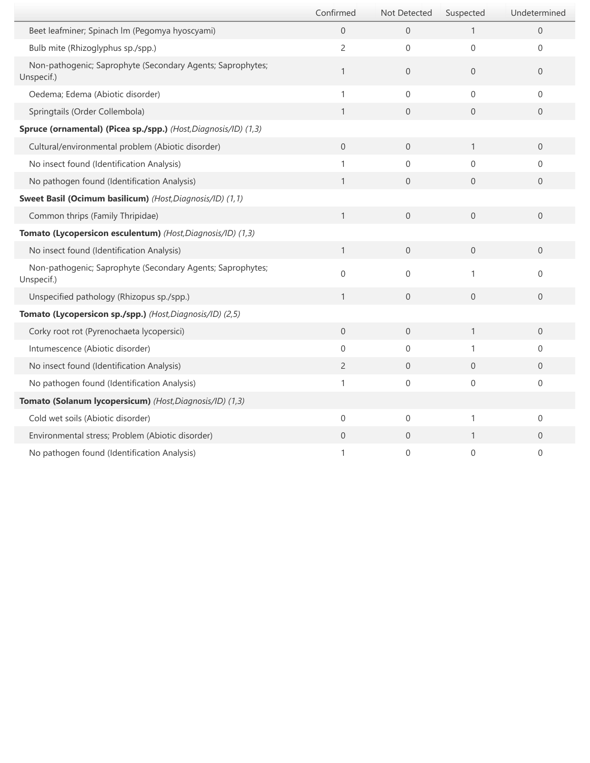| | Confirmed | Not Detected | Suspected | Undetermined |
|---|---|---|---|---|
| Beet leafminer; Spinach lm (Pegomya hyoscyami) | 0 | 0 | 1 | 0 |
| Bulb mite (Rhizoglyphus sp./spp.) | 2 | 0 | 0 | 0 |
| Non-pathogenic; Saprophyte (Secondary Agents; Saprophytes; Unspecif.) | 1 | 0 | 0 | 0 |
| Oedema; Edema (Abiotic disorder) | 1 | 0 | 0 | 0 |
| Springtails (Order Collembola) | 1 | 0 | 0 | 0 |
| **Spruce (ornamental) (Picea sp./spp.)** *(Host,Diagnosis/ID) (1,3)* | | | | |
| Cultural/environmental problem (Abiotic disorder) | 0 | 0 | 1 | 0 |
| No insect found (Identification Analysis) | 1 | 0 | 0 | 0 |
| No pathogen found (Identification Analysis) | 1 | 0 | 0 | 0 |
| **Sweet Basil (Ocimum basilicum)** *(Host,Diagnosis/ID) (1,1)* | | | | |
| Common thrips (Family Thripidae) | 1 | 0 | 0 | 0 |
| **Tomato (Lycopersicon esculentum)** *(Host,Diagnosis/ID) (1,3)* | | | | |
| No insect found (Identification Analysis) | 1 | 0 | 0 | 0 |
| Non-pathogenic; Saprophyte (Secondary Agents; Saprophytes; Unspecif.) | 0 | 0 | 1 | 0 |
| Unspecified pathology (Rhizopus sp./spp.) | 1 | 0 | 0 | 0 |
| **Tomato (Lycopersicon sp./spp.)** *(Host,Diagnosis/ID) (2,5)* | | | | |
| Corky root rot (Pyrenochaeta lycopersici) | 0 | 0 | 1 | 0 |
| Intumescence (Abiotic disorder) | 0 | 0 | 1 | 0 |
| No insect found (Identification Analysis) | 2 | 0 | 0 | 0 |
| No pathogen found (Identification Analysis) | 1 | 0 | 0 | 0 |
| **Tomato (Solanum lycopersicum)** *(Host,Diagnosis/ID) (1,3)* | | | | |
| Cold wet soils (Abiotic disorder) | 0 | 0 | 1 | 0 |
| Environmental stress; Problem (Abiotic disorder) | 0 | 0 | 1 | 0 |
| No pathogen found (Identification Analysis) | 1 | 0 | 0 | 0 |